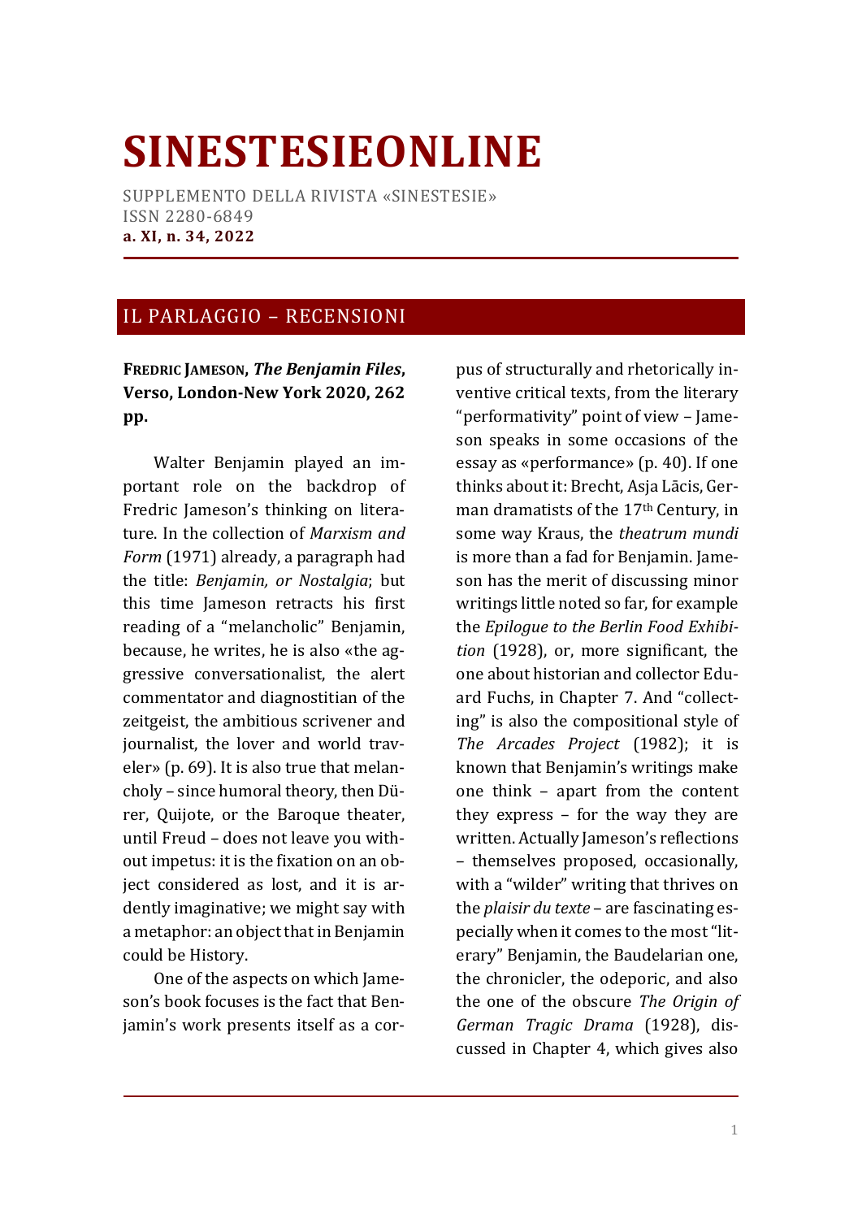# SINESTESIEONLINE

SUPPLEMENTO DELLA RIVISTA «SINESTESIE»
ISSN 2280-6849
**a. XI, n. 34, 2022**

## IL PARLAGGIO – RECENSIONI

**FREDRIC JAMESON, *The Benjamin Files*, Verso, London-New York 2020, 262 pp.**

Walter Benjamin played an important role on the backdrop of Fredric Jameson's thinking on literature. In the collection of *Marxism and Form* (1971) already, a paragraph had the title: *Benjamin, or Nostalgia*; but this time Jameson retracts his first reading of a "melancholic" Benjamin, because, he writes, he is also «the aggressive conversationalist, the alert commentator and diagnostitian of the zeitgeist, the ambitious scrivener and journalist, the lover and world traveler» (p. 69). It is also true that melancholy – since humoral theory, then Dürer, Quijote, or the Baroque theater, until Freud – does not leave you without impetus: it is the fixation on an object considered as lost, and it is ardently imaginative; we might say with a metaphor: an object that in Benjamin could be History.

One of the aspects on which Jameson's book focuses is the fact that Benjamin's work presents itself as a corpus of structurally and rhetorically inventive critical texts, from the literary "performativity" point of view – Jameson speaks in some occasions of the essay as «performance» (p. 40). If one thinks about it: Brecht, Asja Lācis, German dramatists of the 17th Century, in some way Kraus, the *theatrum mundi* is more than a fad for Benjamin. Jameson has the merit of discussing minor writings little noted so far, for example the *Epilogue to the Berlin Food Exhibition* (1928), or, more significant, the one about historian and collector Eduard Fuchs, in Chapter 7. And "collecting" is also the compositional style of *The Arcades Project* (1982); it is known that Benjamin's writings make one think – apart from the content they express – for the way they are written. Actually Jameson's reflections – themselves proposed, occasionally, with a "wilder" writing that thrives on the *plaisir du texte* – are fascinating especially when it comes to the most "literary" Benjamin, the Baudelarian one, the chronicler, the odeporic, and also the one of the obscure *The Origin of German Tragic Drama* (1928), discussed in Chapter 4, which gives also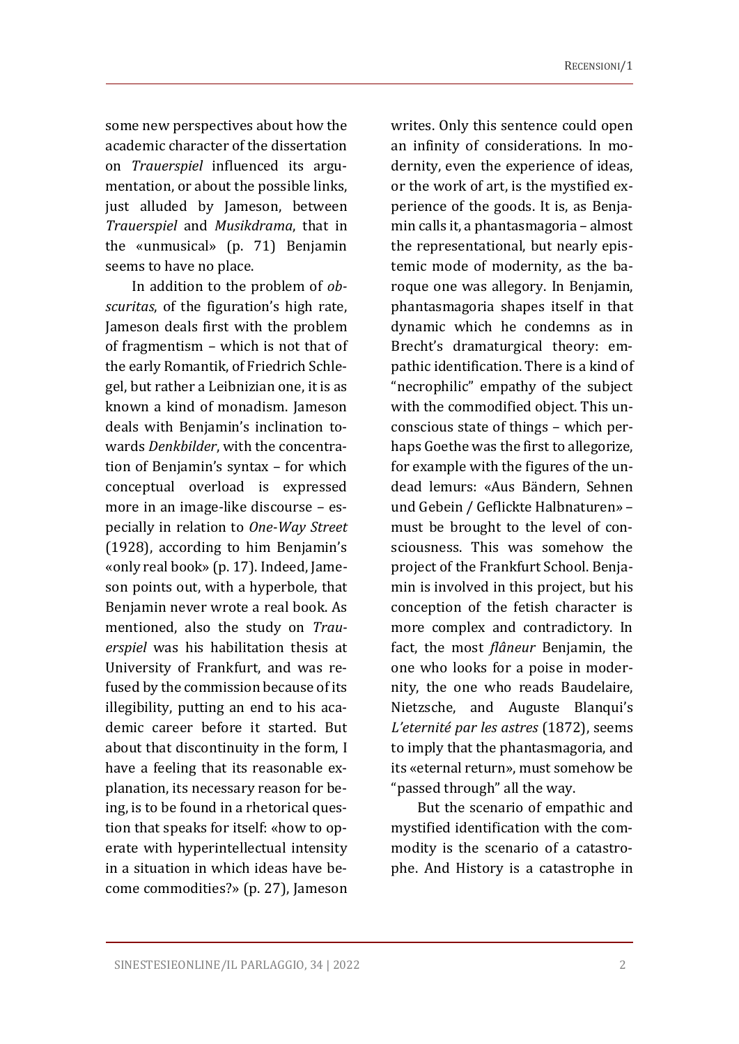some new perspectives about how the academic character of the dissertation on *Trauerspiel* influenced its argumentation, or about the possible links, just alluded by Jameson, between *Trauerspiel* and *Musikdrama*, that in the «unmusical» (p. 71) Benjamin seems to have no place.

In addition to the problem of *obscuritas*, of the figuration's high rate, Jameson deals first with the problem of fragmentism – which is not that of the early Romantik, of Friedrich Schlegel, but rather a Leibnizian one, it is as known a kind of monadism. Jameson deals with Benjamin's inclination towards *Denkbilder*, with the concentration of Benjamin's syntax – for which conceptual overload is expressed more in an image-like discourse – especially in relation to *One-Way Street* (1928), according to him Benjamin's «only real book» (p. 17). Indeed, Jameson points out, with a hyperbole, that Benjamin never wrote a real book. As mentioned, also the study on *Trauerspiel* was his habilitation thesis at University of Frankfurt, and was refused by the commission because of its illegibility, putting an end to his academic career before it started. But about that discontinuity in the form, I have a feeling that its reasonable explanation, its necessary reason for being, is to be found in a rhetorical question that speaks for itself: «how to operate with hyperintellectual intensity in a situation in which ideas have become commodities?» (p. 27), Jameson writes. Only this sentence could open an infinity of considerations. In modernity, even the experience of ideas, or the work of art, is the mystified experience of the goods. It is, as Benjamin calls it, a phantasmagoria – almost the representational, but nearly epistemic mode of modernity, as the baroque one was allegory. In Benjamin, phantasmagoria shapes itself in that dynamic which he condemns as in Brecht's dramaturgical theory: empathic identification. There is a kind of "necrophilic" empathy of the subject with the commodified object. This unconscious state of things – which perhaps Goethe was the first to allegorize, for example with the figures of the undead lemurs: «Aus Bändern, Sehnen und Gebein / Geflickte Halbnaturen» – must be brought to the level of consciousness. This was somehow the project of the Frankfurt School. Benjamin is involved in this project, but his conception of the fetish character is more complex and contradictory. In fact, the most *flâneur* Benjamin, the one who looks for a poise in modernity, the one who reads Baudelaire, Nietzsche, and Auguste Blanqui's *L'eternité par les astres* (1872), seems to imply that the phantasmagoria, and its «eternal return», must somehow be "passed through" all the way.

But the scenario of empathic and mystified identification with the commodity is the scenario of a catastrophe. And History is a catastrophe in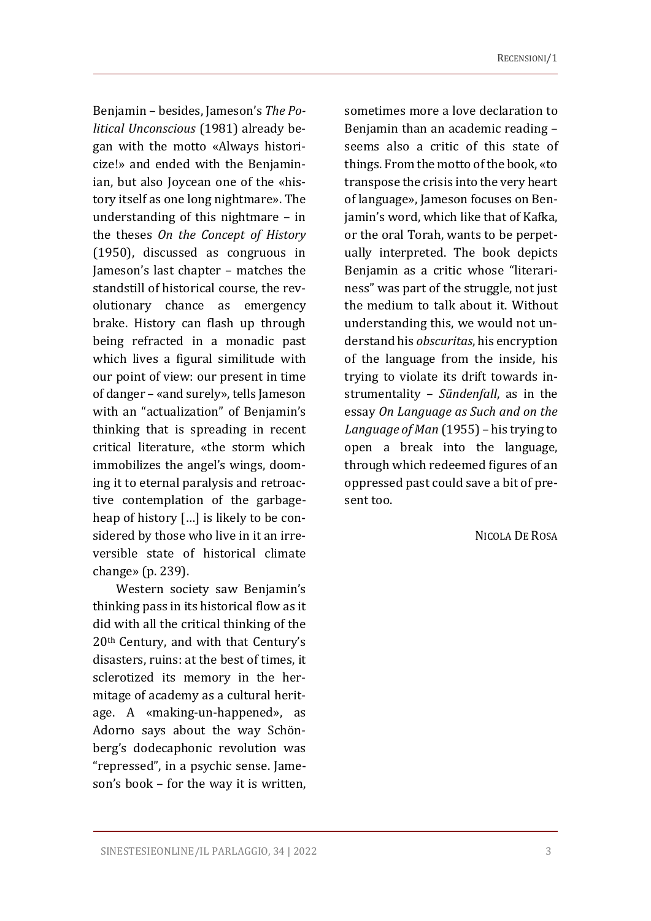Benjamin – besides, Jameson's *The Political Unconscious* (1981) already began with the motto «Always historicize!» and ended with the Benjaminian, but also Joycean one of the «history itself as one long nightmare». The understanding of this nightmare – in the theses *On the Concept of History* (1950), discussed as congruous in Jameson's last chapter – matches the standstill of historical course, the revolutionary chance as emergency brake. History can flash up through being refracted in a monadic past which lives a figural similitude with our point of view: our present in time of danger – «and surely», tells Jameson with an "actualization" of Benjamin's thinking that is spreading in recent critical literature, «the storm which immobilizes the angel's wings, dooming it to eternal paralysis and retroactive contemplation of the garbage-heap of history […] is likely to be considered by those who live in it an irreversible state of historical climate change» (p. 239).

Western society saw Benjamin's thinking pass in its historical flow as it did with all the critical thinking of the 20th Century, and with that Century's disasters, ruins: at the best of times, it sclerotized its memory in the hermitage of academy as a cultural heritage. A «making-un-happened», as Adorno says about the way Schönberg's dodecaphonic revolution was "repressed", in a psychic sense. Jameson's book – for the way it is written, sometimes more a love declaration to Benjamin than an academic reading – seems also a critic of this state of things. From the motto of the book, «to transpose the crisis into the very heart of language», Jameson focuses on Benjamin's word, which like that of Kafka, or the oral Torah, wants to be perpetually interpreted. The book depicts Benjamin as a critic whose "literariness" was part of the struggle, not just the medium to talk about it. Without understanding this, we would not understand his *obscuritas*, his encryption of the language from the inside, his trying to violate its drift towards instrumentality – *Sündenfall*, as in the essay *On Language as Such and on the Language of Man* (1955) – his trying to open a break into the language, through which redeemed figures of an oppressed past could save a bit of present too.

NICOLA DE ROSA